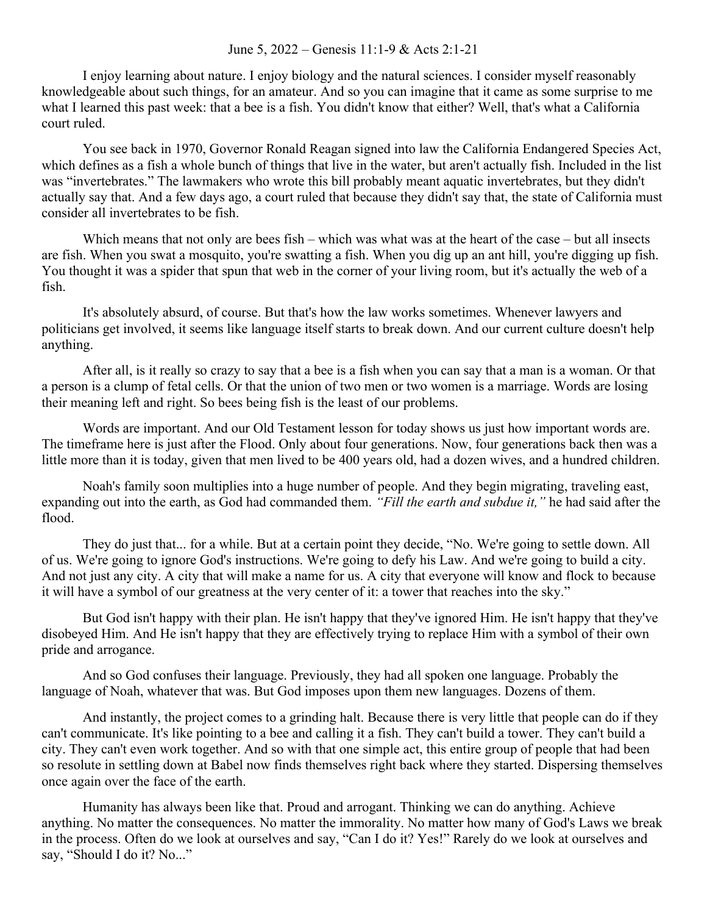June 5, 2022 – Genesis 11:1-9 & Acts 2:1-21

I enjoy learning about nature. I enjoy biology and the natural sciences. I consider myself reasonably knowledgeable about such things, for an amateur. And so you can imagine that it came as some surprise to me what I learned this past week: that a bee is a fish. You didn't know that either? Well, that's what a California court ruled.

You see back in 1970, Governor Ronald Reagan signed into law the California Endangered Species Act, which defines as a fish a whole bunch of things that live in the water, but aren't actually fish. Included in the list was "invertebrates." The lawmakers who wrote this bill probably meant aquatic invertebrates, but they didn't actually say that. And a few days ago, a court ruled that because they didn't say that, the state of California must consider all invertebrates to be fish.

Which means that not only are bees fish – which was what was at the heart of the case – but all insects are fish. When you swat a mosquito, you're swatting a fish. When you dig up an ant hill, you're digging up fish. You thought it was a spider that spun that web in the corner of your living room, but it's actually the web of a fish.

It's absolutely absurd, of course. But that's how the law works sometimes. Whenever lawyers and politicians get involved, it seems like language itself starts to break down. And our current culture doesn't help anything.

After all, is it really so crazy to say that a bee is a fish when you can say that a man is a woman. Or that a person is a clump of fetal cells. Or that the union of two men or two women is a marriage. Words are losing their meaning left and right. So bees being fish is the least of our problems.

Words are important. And our Old Testament lesson for today shows us just how important words are. The timeframe here is just after the Flood. Only about four generations. Now, four generations back then was a little more than it is today, given that men lived to be 400 years old, had a dozen wives, and a hundred children.

Noah's family soon multiplies into a huge number of people. And they begin migrating, traveling east, expanding out into the earth, as God had commanded them. *"Fill the earth and subdue it,"* he had said after the flood.

They do just that... for a while. But at a certain point they decide, "No. We're going to settle down. All of us. We're going to ignore God's instructions. We're going to defy his Law. And we're going to build a city. And not just any city. A city that will make a name for us. A city that everyone will know and flock to because it will have a symbol of our greatness at the very center of it: a tower that reaches into the sky."

But God isn't happy with their plan. He isn't happy that they've ignored Him. He isn't happy that they've disobeyed Him. And He isn't happy that they are effectively trying to replace Him with a symbol of their own pride and arrogance.

And so God confuses their language. Previously, they had all spoken one language. Probably the language of Noah, whatever that was. But God imposes upon them new languages. Dozens of them.

And instantly, the project comes to a grinding halt. Because there is very little that people can do if they can't communicate. It's like pointing to a bee and calling it a fish. They can't build a tower. They can't build a city. They can't even work together. And so with that one simple act, this entire group of people that had been so resolute in settling down at Babel now finds themselves right back where they started. Dispersing themselves once again over the face of the earth.

Humanity has always been like that. Proud and arrogant. Thinking we can do anything. Achieve anything. No matter the consequences. No matter the immorality. No matter how many of God's Laws we break in the process. Often do we look at ourselves and say, "Can I do it? Yes!" Rarely do we look at ourselves and say, "Should I do it? No..."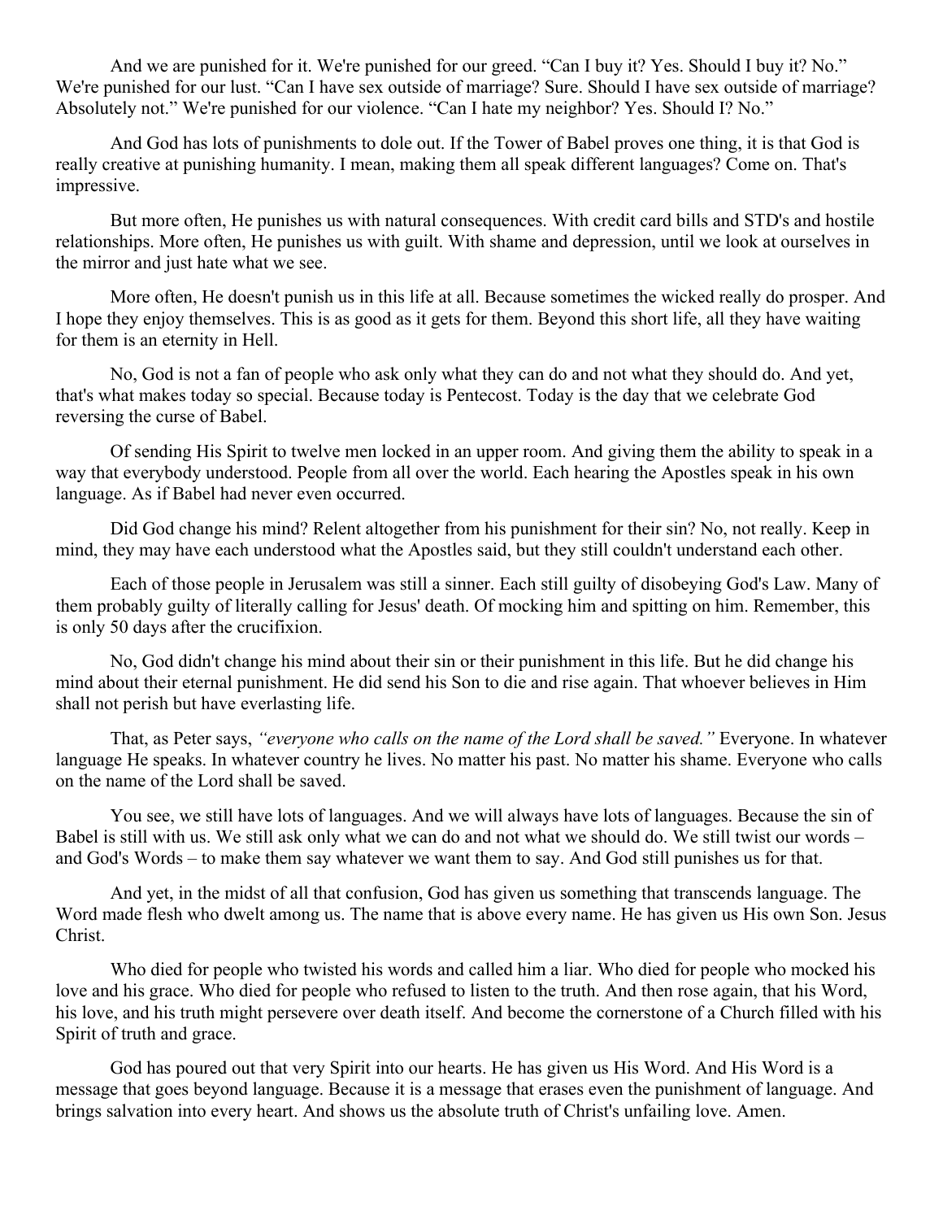And we are punished for it. We're punished for our greed. “Can I buy it? Yes. Should I buy it? No.” We're punished for our lust. “Can I have sex outside of marriage? Sure. Should I have sex outside of marriage? Absolutely not.” We're punished for our violence. “Can I hate my neighbor? Yes. Should I? No.”

And God has lots of punishments to dole out. If the Tower of Babel proves one thing, it is that God is really creative at punishing humanity. I mean, making them all speak different languages? Come on. That's impressive.

But more often, He punishes us with natural consequences. With credit card bills and STD's and hostile relationships. More often, He punishes us with guilt. With shame and depression, until we look at ourselves in the mirror and just hate what we see.

More often, He doesn't punish us in this life at all. Because sometimes the wicked really do prosper. And I hope they enjoy themselves. This is as good as it gets for them. Beyond this short life, all they have waiting for them is an eternity in Hell.

No, God is not a fan of people who ask only what they can do and not what they should do. And yet, that's what makes today so special. Because today is Pentecost. Today is the day that we celebrate God reversing the curse of Babel.

Of sending His Spirit to twelve men locked in an upper room. And giving them the ability to speak in a way that everybody understood. People from all over the world. Each hearing the Apostles speak in his own language. As if Babel had never even occurred.

Did God change his mind? Relent altogether from his punishment for their sin? No, not really. Keep in mind, they may have each understood what the Apostles said, but they still couldn't understand each other.

Each of those people in Jerusalem was still a sinner. Each still guilty of disobeying God's Law. Many of them probably guilty of literally calling for Jesus' death. Of mocking him and spitting on him. Remember, this is only 50 days after the crucifixion.

No, God didn't change his mind about their sin or their punishment in this life. But he did change his mind about their eternal punishment. He did send his Son to die and rise again. That whoever believes in Him shall not perish but have everlasting life.

That, as Peter says, *“everyone who calls on the name of the Lord shall be saved.”* Everyone. In whatever language He speaks. In whatever country he lives. No matter his past. No matter his shame. Everyone who calls on the name of the Lord shall be saved.

You see, we still have lots of languages. And we will always have lots of languages. Because the sin of Babel is still with us. We still ask only what we can do and not what we should do. We still twist our words – and God's Words – to make them say whatever we want them to say. And God still punishes us for that.

And yet, in the midst of all that confusion, God has given us something that transcends language. The Word made flesh who dwelt among us. The name that is above every name. He has given us His own Son. Jesus Christ.

Who died for people who twisted his words and called him a liar. Who died for people who mocked his love and his grace. Who died for people who refused to listen to the truth. And then rose again, that his Word, his love, and his truth might persevere over death itself. And become the cornerstone of a Church filled with his Spirit of truth and grace.

God has poured out that very Spirit into our hearts. He has given us His Word. And His Word is a message that goes beyond language. Because it is a message that erases even the punishment of language. And brings salvation into every heart. And shows us the absolute truth of Christ's unfailing love. Amen.